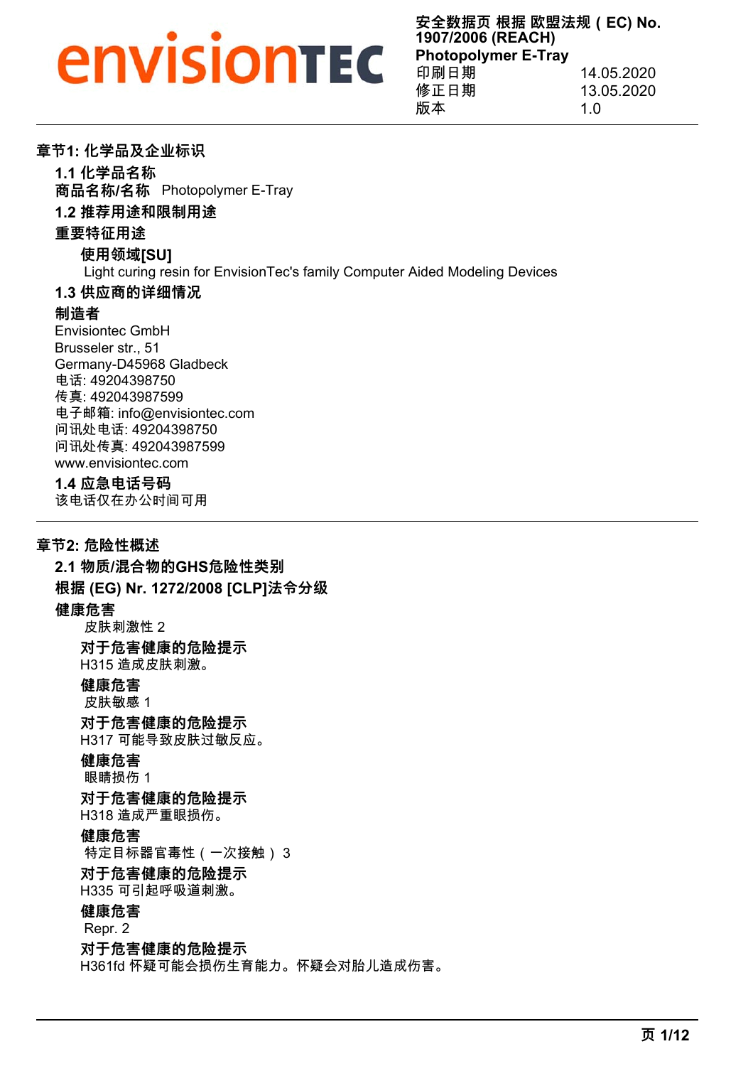envisionTEC

**安全数据页 根据 欧盟法规（EC) No. 1907/2006 (REACH)**
**Photopolymer E-Tray**

| | |
|---|---|
| 印刷日期 | 14.05.2020 |
| 修正日期 | 13.05.2020 |
| 版本 | 1.0 |

## 章节1: 化学品及企业标识

### 1.1 化学品名称

**商品名称/名称** Photopolymer E-Tray

### 1.2 推荐用途和限制用途

**重要特征用途**

**使用领域[SU]**
Light curing resin for EnvisionTec's family Computer Aided Modeling Devices

### 1.3 供应商的详细情况

**制造者**
Envisiontec GmbH
Brusseler str., 51
Germany-D45968 Gladbeck
电话: 49204398750
传真: 492043987599
电子邮箱: info@envisiontec.com
问讯处电话: 49204398750
问讯处传真: 492043987599
www.envisiontec.com

### 1.4 应急电话号码

该电话仅在办公时间可用

## 章节2: 危险性概述

### 2.1 物质/混合物的GHS危险性类别

**根据 (EG) Nr. 1272/2008 [CLP]法令分级**

**健康危害**
皮肤刺激性 2

**对于危害健康的危险提示**
H315 造成皮肤刺激。

**健康危害**
皮肤敏感 1

**对于危害健康的危险提示**
H317 可能导致皮肤过敏反应。

**健康危害**
眼睛损伤 1

**对于危害健康的危险提示**
H318 造成严重眼损伤。

**健康危害**
特定目标器官毒性（一次接触）3

**对于危害健康的危险提示**
H335 可引起呼吸道刺激。

**健康危害**
Repr. 2

**对于危害健康的危险提示**
H361fd 怀疑可能会损伤生育能力。怀疑会对胎儿造成伤害。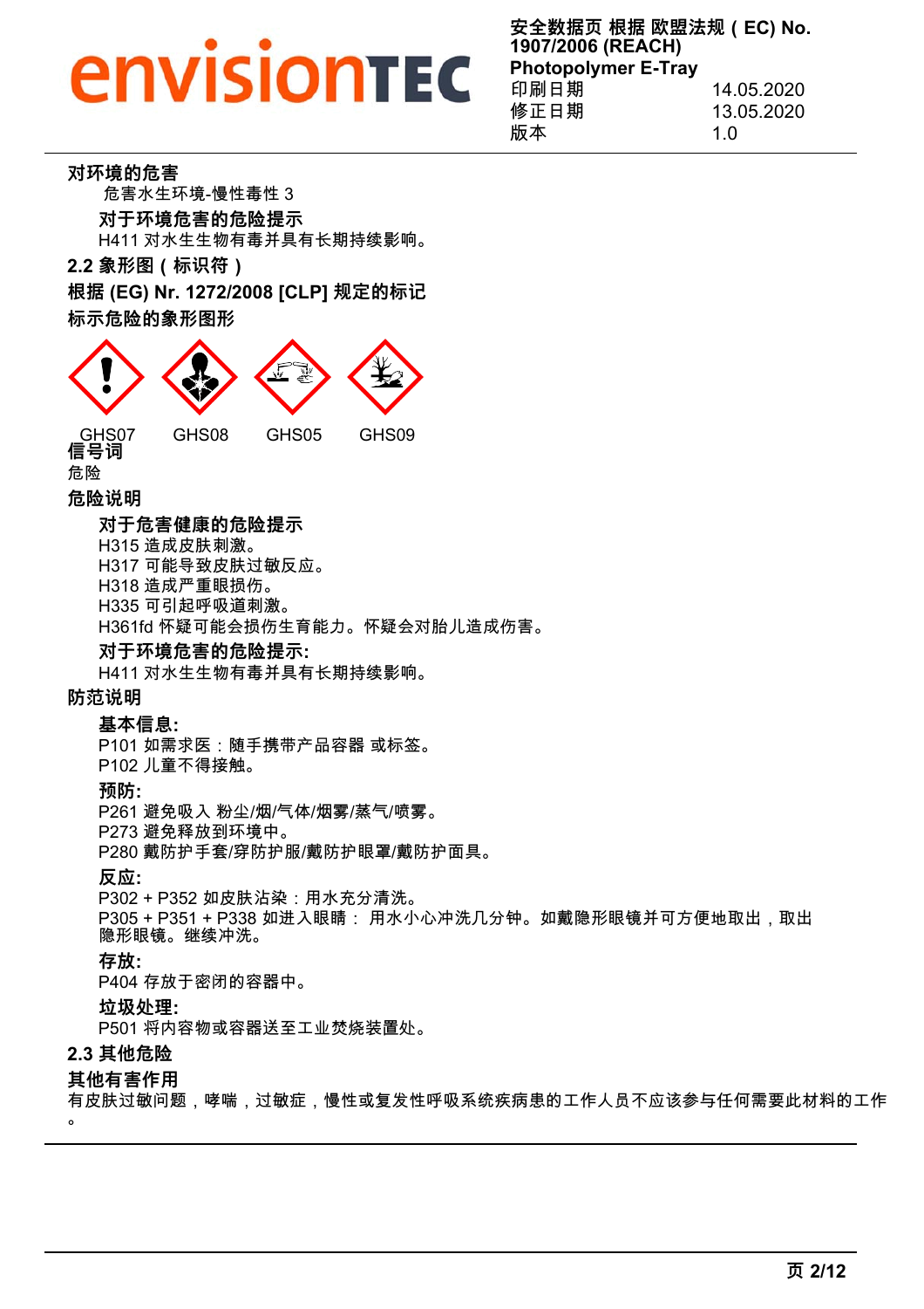**对环境的危害**

危害水生环境-慢性毒性 3

**对于环境危害的危险提示**

H411 对水生生物有毒并具有长期持续影响。

## 2.2 象形图（标识符）

**根据 (EG) Nr. 1272/2008 [CLP] 规定的标记**

**标示危险的象形图形**

GHS07 GHS08 GHS05 GHS09

**信号词**

危险

**危险说明**

**对于危害健康的危险提示**

H315 造成皮肤刺激。
H317 可能导致皮肤过敏反应。
H318 造成严重眼损伤。
H335 可引起呼吸道刺激。
H361fd 怀疑可能会损伤生育能力。怀疑会对胎儿造成伤害。

**对于环境危害的危险提示:**

H411 对水生生物有毒并具有长期持续影响。

**防范说明**

**基本信息:**

P101 如需求医：随手携带产品容器 或标签。
P102 儿童不得接触。

**预防:**

P261 避免吸入 粉尘/烟/气体/烟雾/蒸气/喷雾。
P273 避免释放到环境中。
P280 戴防护手套/穿防护服/戴防护眼罩/戴防护面具。

**反应:**

P302 + P352 如皮肤沾染：用水充分清洗。
P305 + P351 + P338 如进入眼睛： 用水小心冲洗几分钟。如戴隐形眼镜并可方便地取出，取出隐形眼镜。继续冲洗。

**存放:**

P404 存放于密闭的容器中。

**垃圾处理:**

P501 将内容物或容器送至工业焚烧装置处。

## 2.3 其他危险

**其他有害作用**

有皮肤过敏问题，哮喘，过敏症，慢性或复发性呼吸系统疾病患的工作人员不应该参与任何需要此材料的工作。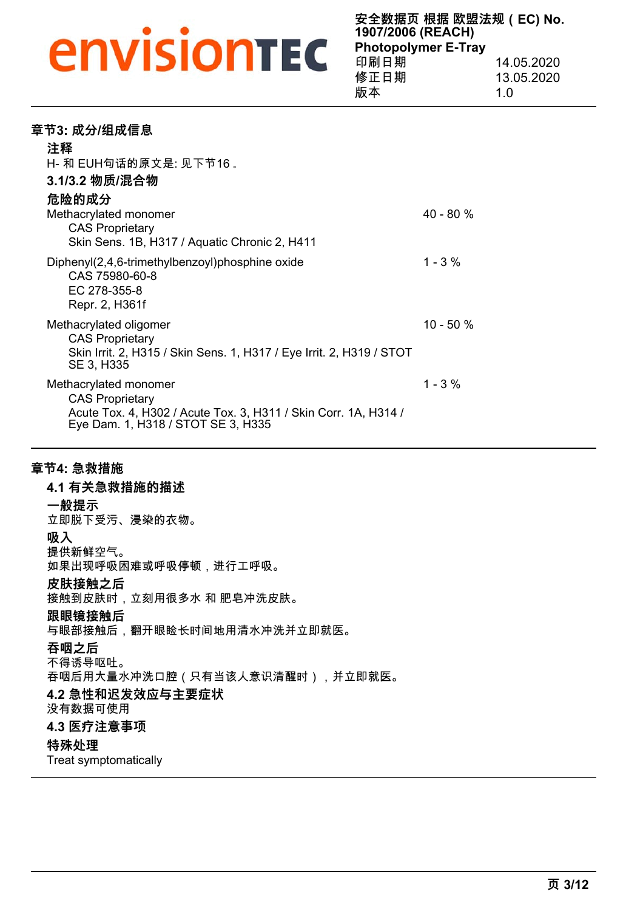## 章节3: 成分/组成信息

### 注释

H- 和 EUH句话的原文是: 见下节16。

### 3.1/3.2 物质/混合物

### 危险的成分

| | |
|---|---|
| Methacrylated monomer<br>CAS Proprietary<br>Skin Sens. 1B, H317 / Aquatic Chronic 2, H411 | 40 - 80 % |
| Diphenyl(2,4,6-trimethylbenzoyl)phosphine oxide<br>CAS 75980-60-8<br>EC 278-355-8<br>Repr. 2, H361f | 1 - 3 % |
| Methacrylated oligomer<br>CAS Proprietary<br>Skin Irrit. 2, H315 / Skin Sens. 1, H317 / Eye Irrit. 2, H319 / STOT SE 3, H335 | 10 - 50 % |
| Methacrylated monomer<br>CAS Proprietary<br>Acute Tox. 4, H302 / Acute Tox. 3, H311 / Skin Corr. 1A, H314 / Eye Dam. 1, H318 / STOT SE 3, H335 | 1 - 3 % |

## 章节4: 急救措施

### 4.1 有关急救措施的描述

**一般提示**

立即脱下受污、浸染的衣物。

**吸入**

提供新鲜空气。

如果出现呼吸困难或呼吸停顿，进行工呼吸。

**皮肤接触之后**

接触到皮肤时，立刻用很多水 和 肥皂冲洗皮肤。

**跟眼镜接触后**

与眼部接触后，翻开眼睑长时间地用清水冲洗并立即就医。

**吞咽之后**

不得诱导呕吐。

吞咽后用大量水冲洗口腔（只有当该人意识清醒时），并立即就医。

### 4.2 急性和迟发效应与主要症状

没有数据可使用

### 4.3 医疗注意事项

**特殊处理**

Treat symptomatically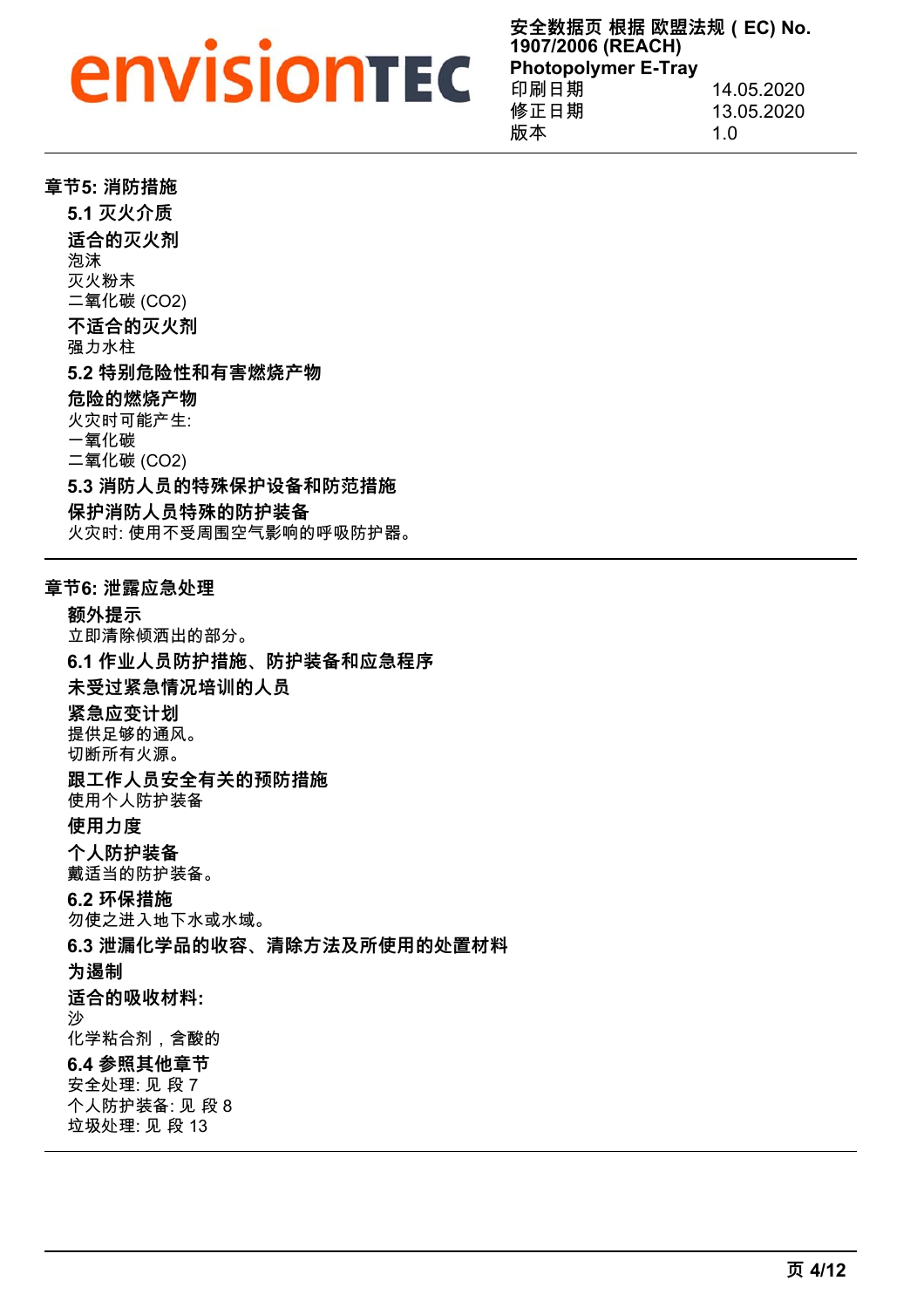## 章节5: 消防措施

### 5.1 灭火介质

**适合的灭火剂**

泡沫
灭火粉末
二氧化碳 ($CO_2$)

**不适合的灭火剂**

强力水柱

### 5.2 特别危险性和有害燃烧产物

**危险的燃烧产物**

火灾时可能产生:
一氧化碳
二氧化碳 ($CO_2$)

### 5.3 消防人员的特殊保护设备和防范措施

**保护消防人员特殊的防护装备**

火灾时: 使用不受周围空气影响的呼吸防护器。

## 章节6: 泄露应急处理

**额外提示**

立即清除倾洒出的部分。

### 6.1 作业人员防护措施、防护装备和应急程序

**未受过紧急情况培训的人员**

**紧急应变计划**

提供足够的通风。
切断所有火源。

**跟工作人员安全有关的预防措施**

使用个人防护装备

**使用力度**

**个人防护装备**

戴适当的防护装备。

### 6.2 环保措施

勿使之进入地下水或水域。

### 6.3 泄漏化学品的收容、清除方法及所使用的处置材料

**为遏制**

**适合的吸收材料:**

沙
化学粘合剂，含酸的

### 6.4 参照其他章节

安全处理: 见 段 7
个人防护装备: 见 段 8
垃圾处理: 见 段 13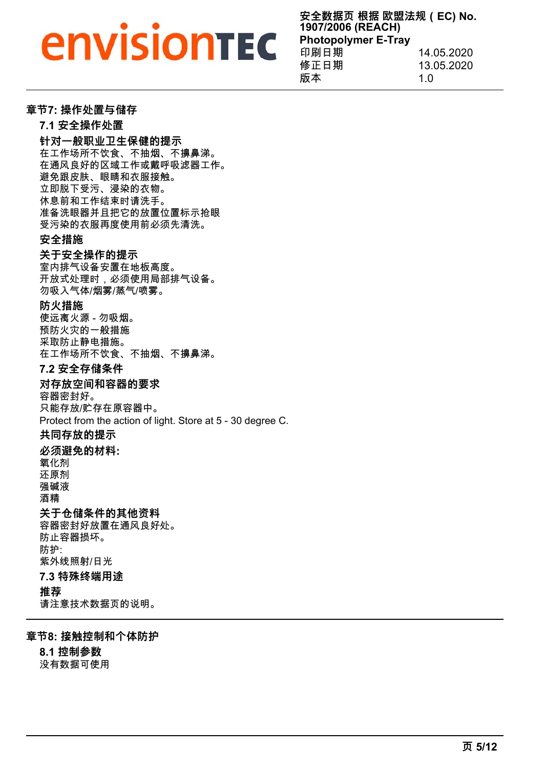## 章节7: 操作处置与储存

### 7.1 安全操作处置

**针对一般职业卫生保健的提示**

在工作场所不饮食、不抽烟、不擤鼻涕。
在通风良好的区域工作或戴呼吸滤器工作。
避免跟皮肤、眼睛和衣服接触。
立即脱下受污、浸染的衣物。
休息前和工作结束时请洗手。
准备洗眼器并且把它的放置位置标示抢眼
受污染的衣服再度使用前必须先清洗。

**安全措施**

**关于安全操作的提示**

室内排气设备安置在地板高度。
开放式处理时，必须使用局部排气设备。
勿吸入气体/烟雾/蒸气/喷雾。

**防火措施**

使远离火源 - 勿吸烟。
预防火灾的一般措施
采取防止静电措施。
在工作场所不饮食、不抽烟、不擤鼻涕。

### 7.2 安全存储条件

**对存放空间和容器的要求**

容器密封好。
只能存放/贮存在原容器中。
Protect from the action of light. Store at 5 - 30 degree C.

**共同存放的提示**

**必须避免的材料:**

氧化剂
还原剂
强碱液
酒精

**关于仓储条件的其他资料**

容器密封好放置在通风良好处。
防止容器损坏。
防护:
紫外线照射/日光

### 7.3 特殊终端用途

**推荐**

请注意技术数据页的说明。

## 章节8: 接触控制和个体防护

### 8.1 控制参数

没有数据可使用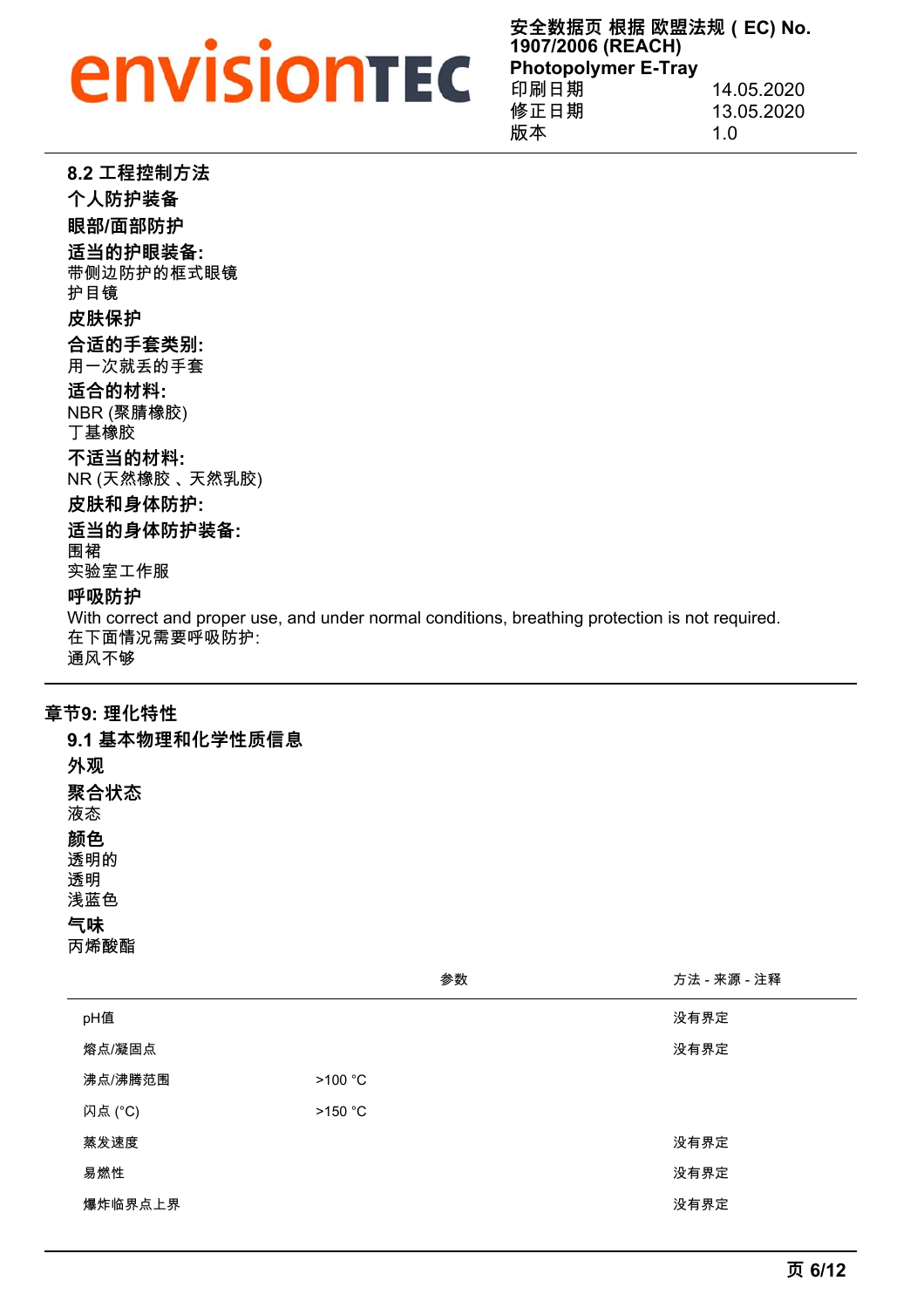**8.2 工程控制方法**

**个人防护装备**

**眼部/面部防护**

**适当的护眼装备:**
带侧边防护的框式眼镜
护目镜

**皮肤保护**

**合适的手套类别:**
用一次就丢的手套

**适合的材料:**
NBR (聚腈橡胶)
丁基橡胶

**不适当的材料:**
NR (天然橡胶 、天然乳胶)

**皮肤和身体防护:**

**适当的身体防护装备:**
围裙
实验室工作服

**呼吸防护**
With correct and proper use, and under normal conditions, breathing protection is not required.
在下面情况需要呼吸防护:
通风不够

## 章节9: 理化特性

### 9.1 基本物理和化学性质信息

**外观**

**聚合状态**
液态

**颜色**
透明的
透明
浅蓝色

**气味**
丙烯酸酯

| | 参数 | 方法 - 来源 - 注释 |
|---|---|---|
| pH值 | | 没有界定 |
| 熔点/凝固点 | | 没有界定 |
| 沸点/沸腾范围 | >100 °C | |
| 闪点 (°C) | >150 °C | |
| 蒸发速度 | | 没有界定 |
| 易燃性 | | 没有界定 |
| 爆炸临界点上界 | | 没有界定 |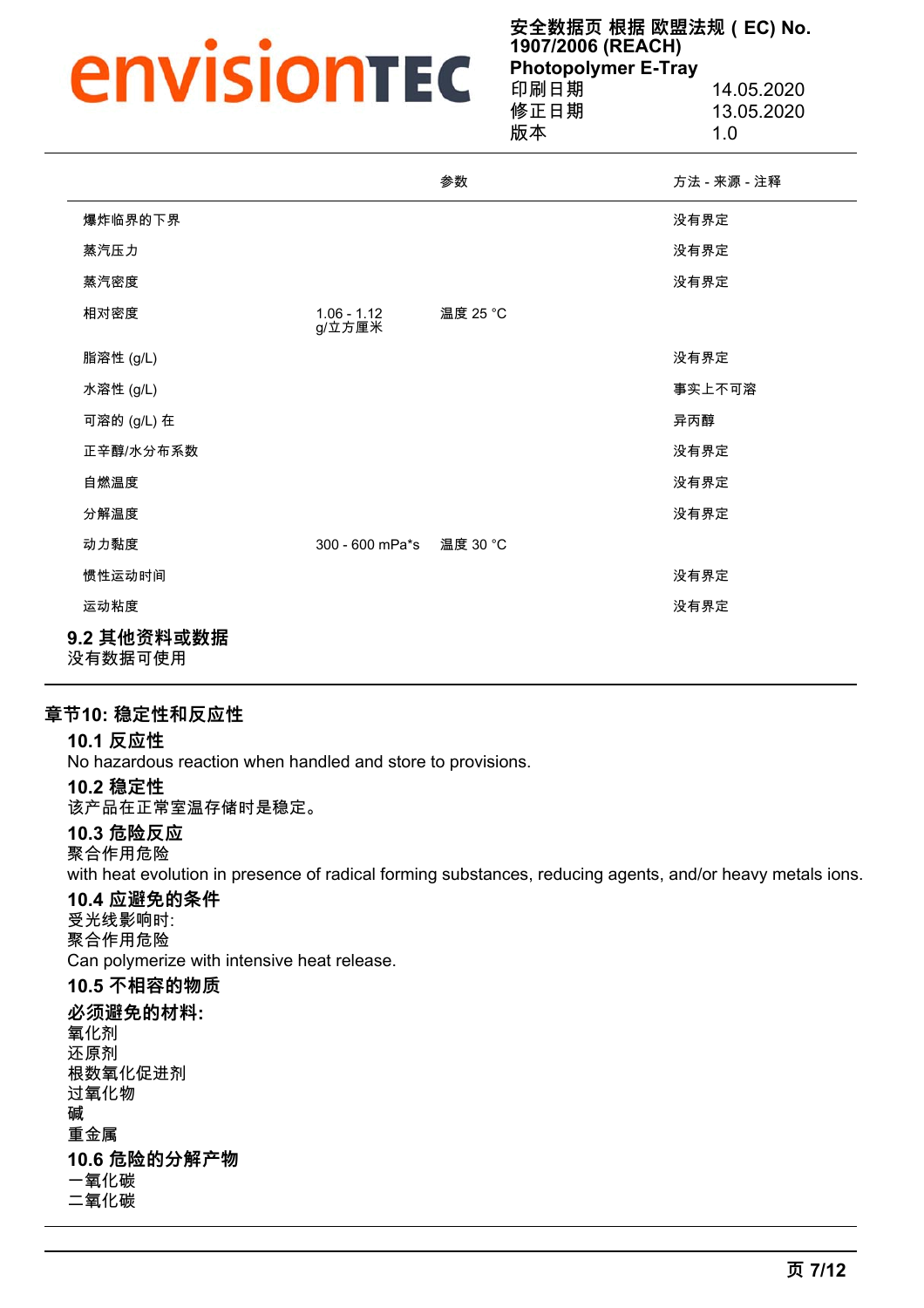| | | 参数 | 方法 - 来源 - 注释 |
|---|---|---|---|
| 爆炸临界的下界 | | | 没有界定 |
| 蒸汽压力 | | | 没有界定 |
| 蒸汽密度 | | | 没有界定 |
| 相对密度 | 1.06 - 1.12 g/立方厘米 | 温度 25 °C | |
| 脂溶性 (g/L) | | | 没有界定 |
| 水溶性 (g/L) | | | 事实上不可溶 |
| 可溶的 (g/L) 在 | | | 异丙醇 |
| 正辛醇/水分布系数 | | | 没有界定 |
| 自燃温度 | | | 没有界定 |
| 分解温度 | | | 没有界定 |
| 动力黏度 | 300 - 600 mPa*s | 温度 30 °C | |
| 惯性运动时间 | | | 没有界定 |
| 运动粘度 | | | 没有界定 |

### 9.2 其他资料或数据

没有数据可使用

## 章节10: 稳定性和反应性

### 10.1 反应性

No hazardous reaction when handled and store to provisions.

### 10.2 稳定性

该产品在正常室温存储时是稳定。

### 10.3 危险反应

聚合作用危险
with heat evolution in presence of radical forming substances, reducing agents, and/or heavy metals ions.

### 10.4 应避免的条件

受光线影响时:
聚合作用危险
Can polymerize with intensive heat release.

### 10.5 不相容的物质

**必须避免的材料:**

氧化剂
还原剂
根数氧化促进剂
过氧化物
碱
重金属

### 10.6 危险的分解产物

一氧化碳
二氧化碳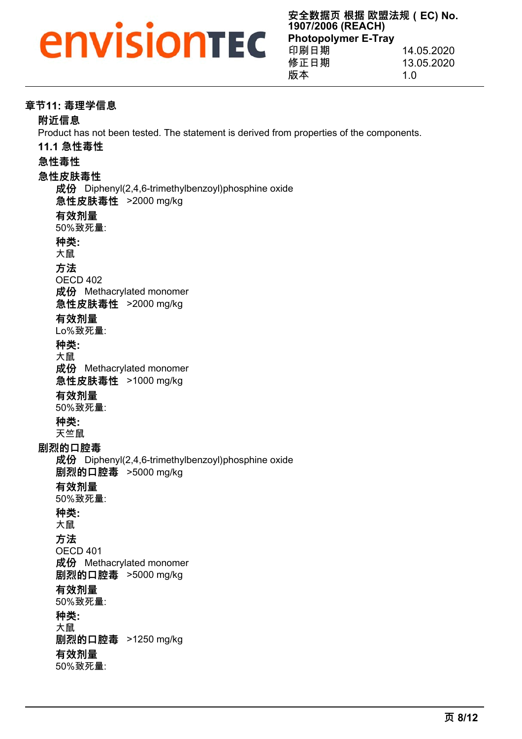## 章节11: 毒理学信息

**附近信息**

Product has not been tested. The statement is derived from properties of the components.

### 11.1 急性毒性

**急性毒性**

**急性皮肤毒性**

**成份** Diphenyl(2,4,6-trimethylbenzoyl)phosphine oxide

**急性皮肤毒性** >2000 mg/kg

**有效剂量**

50%致死量:

**种类:**

大鼠

**方法**

OECD 402

**成份** Methacrylated monomer

**急性皮肤毒性** >2000 mg/kg

**有效剂量**

Lo%致死量:

**种类:**

大鼠

**成份** Methacrylated monomer

**急性皮肤毒性** >1000 mg/kg

**有效剂量**

50%致死量:

**种类:**

天竺鼠

**剧烈的口腔毒**

**成份** Diphenyl(2,4,6-trimethylbenzoyl)phosphine oxide

**剧烈的口腔毒** >5000 mg/kg

**有效剂量**

50%致死量:

**种类:**

大鼠

**方法**

OECD 401

**成份** Methacrylated monomer

**剧烈的口腔毒** >5000 mg/kg

**有效剂量**

50%致死量:

**种类:**

大鼠

**剧烈的口腔毒** >1250 mg/kg

**有效剂量**

50%致死量: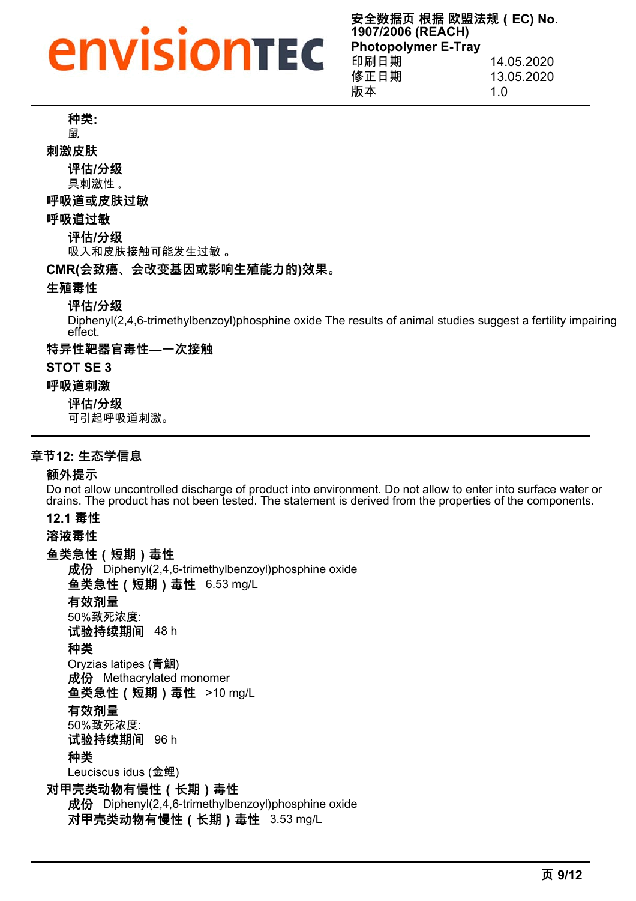**种类:**
鼠

**刺激皮肤**

**评估/分级**
具刺激性。

**呼吸道或皮肤过敏**

**呼吸道过敏**

**评估/分级**
吸入和皮肤接触可能发生过敏。

**CMR(会致癌、会改变基因或影响生殖能力的)效果。**

**生殖毒性**

**评估/分级**
Diphenyl(2,4,6-trimethylbenzoyl)phosphine oxide The results of animal studies suggest a fertility impairing effect.

**特异性靶器官毒性——一次接触**

**STOT SE 3**

**呼吸道刺激**

**评估/分级**
可引起呼吸道刺激。

## 章节12: 生态学信息

**额外提示**
Do not allow uncontrolled discharge of product into environment. Do not allow to enter into surface water or drains. The product has not been tested. The statement is derived from the properties of the components.

### 12.1 毒性

**溶液毒性**

**鱼类急性（短期）毒性**

**成份** Diphenyl(2,4,6-trimethylbenzoyl)phosphine oxide
**鱼类急性（短期）毒性** 6.53 mg/L
**有效剂量**
50%致死浓度:
**试验持续期间** 48 h
**种类**
Oryzias latipes (青鳉)

**成份** Methacrylated monomer
**鱼类急性（短期）毒性** >10 mg/L
**有效剂量**
50%致死浓度:
**试验持续期间** 96 h
**种类**
Leuciscus idus (金鲤)

**对甲壳类动物有慢性（长期）毒性**

**成份** Diphenyl(2,4,6-trimethylbenzoyl)phosphine oxide
**对甲壳类动物有慢性（长期）毒性** 3.53 mg/L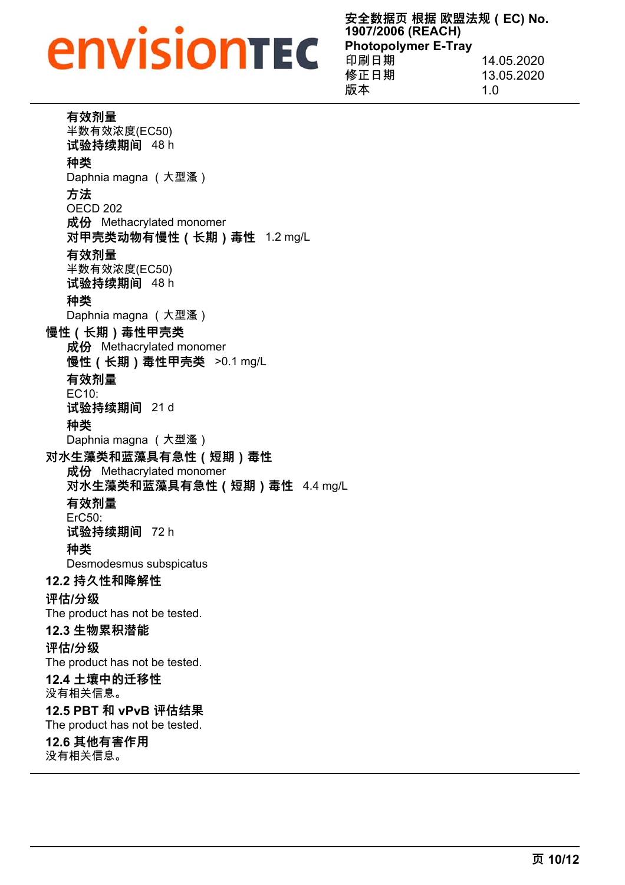**有效剂量**
半数有效浓度(EC50)
**试验持续期间** 48 h
**种类**
Daphnia magna （大型溞）
**方法**
OECD 202
**成份** Methacrylated monomer
**对甲壳类动物有慢性（长期）毒性** 1.2 mg/L
**有效剂量**
半数有效浓度(EC50)
**试验持续期间** 48 h
**种类**
Daphnia magna （大型溞）

**慢性（长期）毒性甲壳类**
**成份** Methacrylated monomer
**慢性（长期）毒性甲壳类** >0.1 mg/L
**有效剂量**
EC10:
**试验持续期间** 21 d
**种类**
Daphnia magna （大型溞）

**对水生藻类和蓝藻具有急性（短期）毒性**
**成份** Methacrylated monomer
**对水生藻类和蓝藻具有急性（短期）毒性** 4.4 mg/L
**有效剂量**
ErC50:
**试验持续期间** 72 h
**种类**
Desmodesmus subspicatus

## 12.2 持久性和降解性

**评估/分级**
The product has not be tested.

## 12.3 生物累积潜能

**评估/分级**
The product has not be tested.

## 12.4 土壤中的迁移性

没有相关信息。

## 12.5 PBT 和 vPvB 评估结果

The product has not be tested.

## 12.6 其他有害作用

没有相关信息。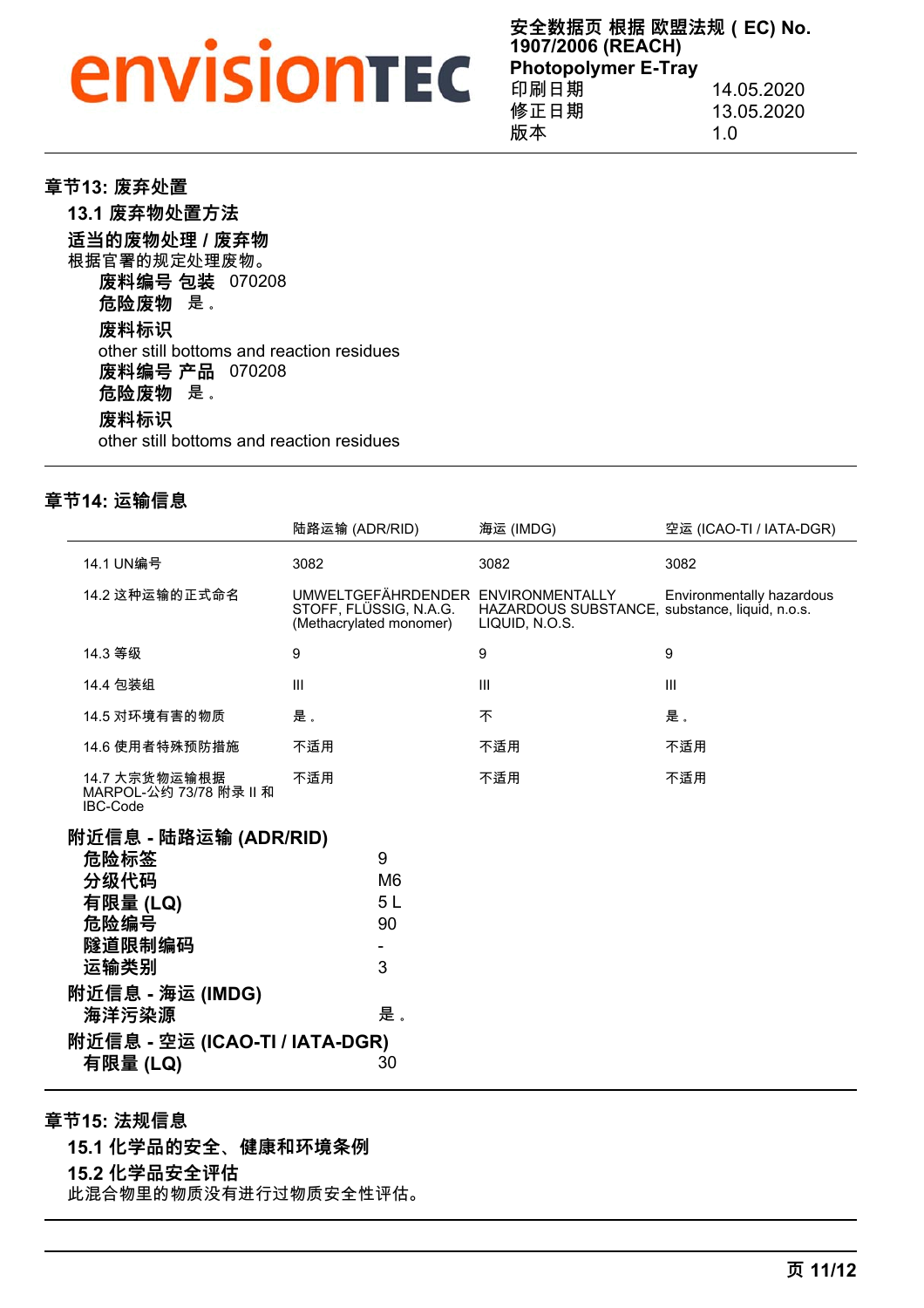## 章节13: 废弃处置

### 13.1 废弃物处置方法

**适当的废物处理 / 废弃物**

根据官署的规定处理废物。

**废料编号 包装** 070208

**危险废物** 是。

**废料标识**

other still bottoms and reaction residues

**废料编号 产品** 070208

**危险废物** 是。

**废料标识**

other still bottoms and reaction residues

## 章节14: 运输信息

| | 陆路运输 (ADR/RID) | 海运 (IMDG) | 空运 (ICAO-TI / IATA-DGR) |
|---|---|---|---|
| 14.1 UN编号 | 3082 | 3082 | 3082 |
| 14.2 这种运输的正式命名 | UMWELTGEFÄHRDENDER STOFF, FLÜSSIG, N.A.G. (Methacrylated monomer) | ENVIRONMENTALLY HAZARDOUS SUBSTANCE, LIQUID, N.O.S. | Environmentally hazardous substance, liquid, n.o.s. |
| 14.3 等级 | 9 | 9 | 9 |
| 14.4 包装组 | III | III | III |
| 14.5 对环境有害的物质 | 是。 | 不 | 是。 |
| 14.6 使用者特殊预防措施 | 不适用 | 不适用 | 不适用 |
| 14.7 大宗货物运输根据 MARPOL-公约 73/78 附录 II 和 IBC-Code | 不适用 | 不适用 | 不适用 |

**附近信息 - 陆路运输 (ADR/RID)**

| | |
|---|---|
| **危险标签** | 9 |
| **分级代码** | M6 |
| **有限量 (LQ)** | 5 L |
| **危险编号** | 90 |
| **隧道限制编码** | - |
| **运输类别** | 3 |

**附近信息 - 海运 (IMDG)**

| | |
|---|---|
| **海洋污染源** | 是。 |

**附近信息 - 空运 (ICAO-TI / IATA-DGR)**

| | |
|---|---|
| **有限量 (LQ)** | 30 |

## 章节15: 法规信息

### 15.1 化学品的安全、健康和环境条例

### 15.2 化学品安全评估

此混合物里的物质没有进行过物质安全性评估。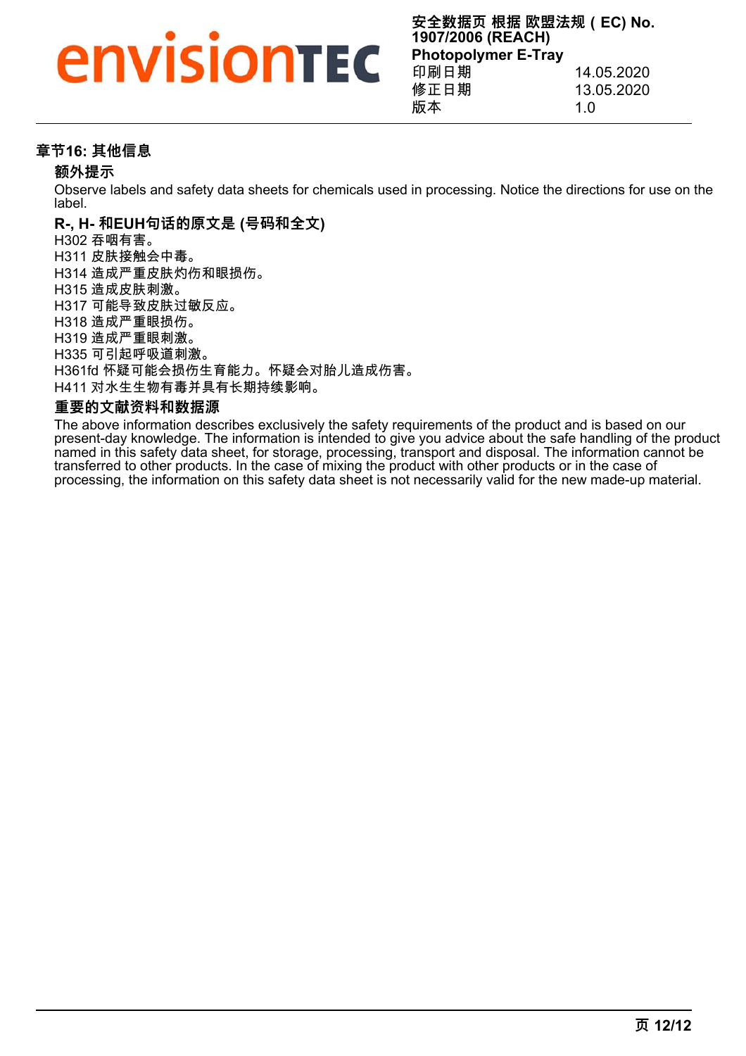## 章节16: 其他信息

### 额外提示

Observe labels and safety data sheets for chemicals used in processing. Notice the directions for use on the label.

### R-, H- 和EUH句话的原文是 (号码和全文)

H302 吞咽有害。
H311 皮肤接触会中毒。
H314 造成严重皮肤灼伤和眼损伤。
H315 造成皮肤刺激。
H317 可能导致皮肤过敏反应。
H318 造成严重眼损伤。
H319 造成严重眼刺激。
H335 可引起呼吸道刺激。
H361fd 怀疑可能会损伤生育能力。怀疑会对胎儿造成伤害。
H411 对水生生物有毒并具有长期持续影响。

### 重要的文献资料和数据源

The above information describes exclusively the safety requirements of the product and is based on our present-day knowledge. The information is intended to give you advice about the safe handling of the product named in this safety data sheet, for storage, processing, transport and disposal. The information cannot be transferred to other products. In the case of mixing the product with other products or in the case of processing, the information on this safety data sheet is not necessarily valid for the new made-up material.